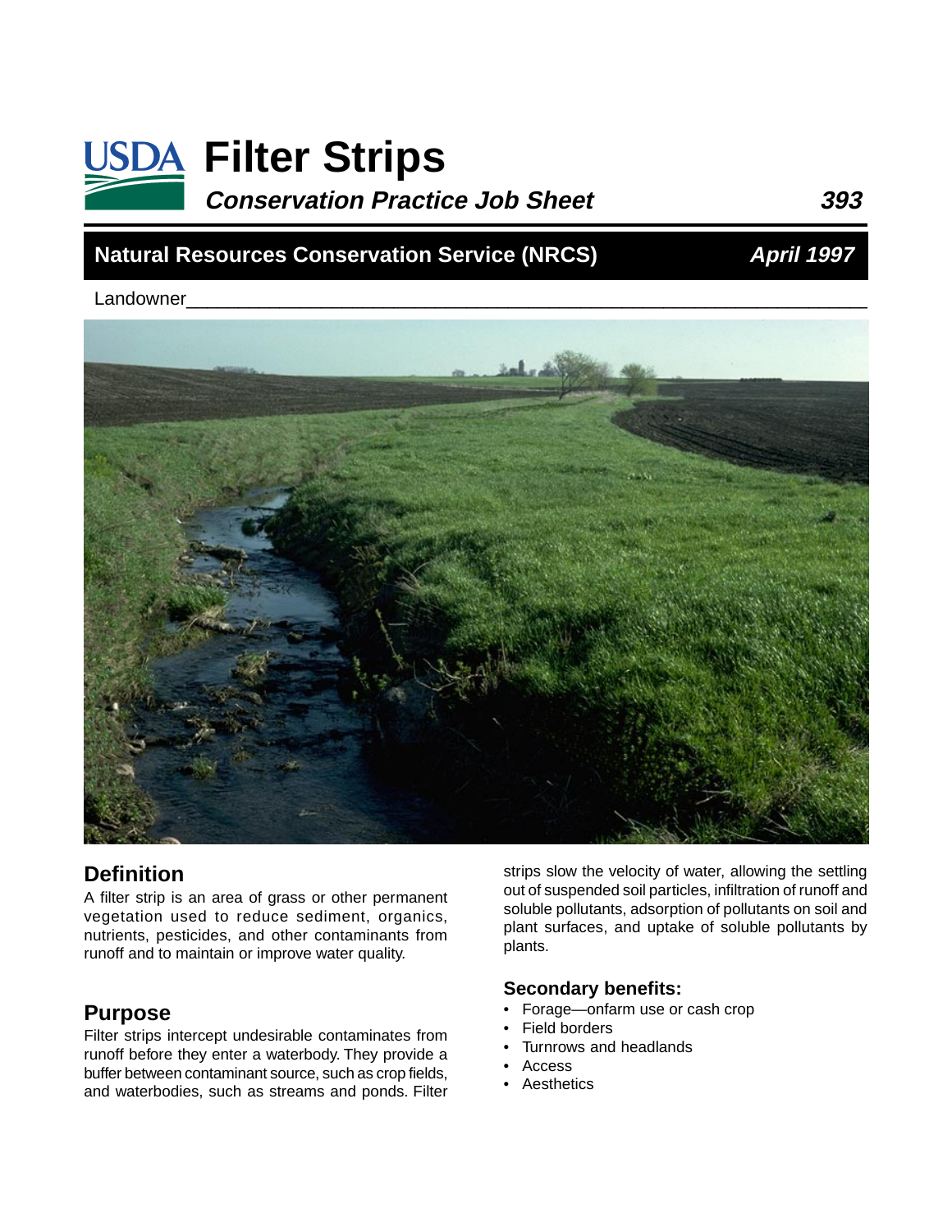# USDA Filter Strips

***Conservation Practice Job Sheet*** ***393***

**Natural Resources Conservation Service (NRCS)** ***April 1997***

Landowner_______________________________________________

## Definition

A filter strip is an area of grass or other permanent vegetation used to reduce sediment, organics, nutrients, pesticides, and other contaminants from runoff and to maintain or improve water quality.

## Purpose

Filter strips intercept undesirable contaminates from runoff before they enter a waterbody. They provide a buffer between contaminant source, such as crop fields, and waterbodies, such as streams and ponds. Filter strips slow the velocity of water, allowing the settling out of suspended soil particles, infiltration of runoff and soluble pollutants, adsorption of pollutants on soil and plant surfaces, and uptake of soluble pollutants by plants.

### Secondary benefits:

- Forage—onfarm use or cash crop
- Field borders
- Turnrows and headlands
- Access
- Aesthetics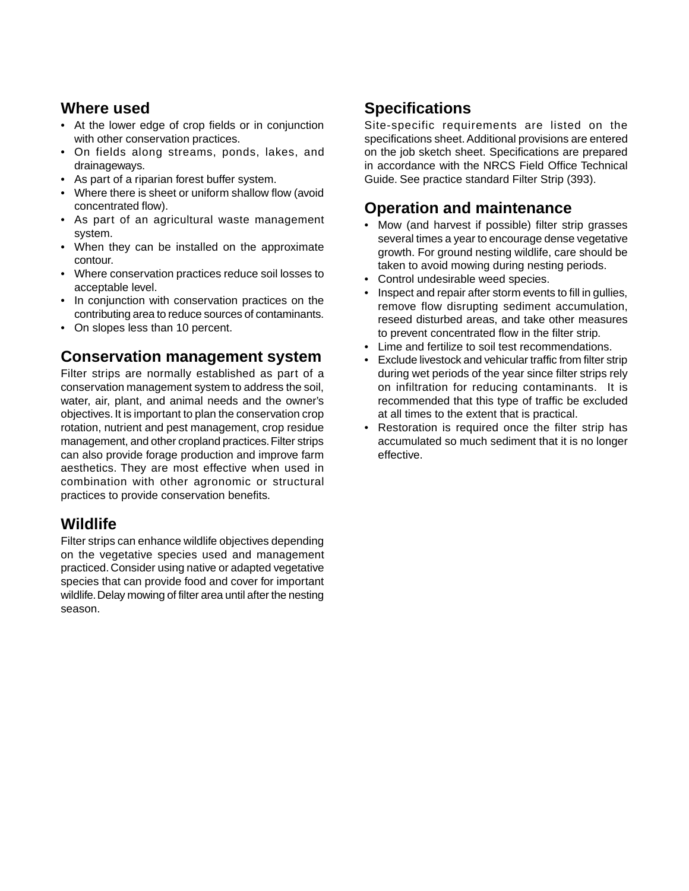## Where used

- At the lower edge of crop fields or in conjunction with other conservation practices.
- On fields along streams, ponds, lakes, and drainageways.
- As part of a riparian forest buffer system.
- Where there is sheet or uniform shallow flow (avoid concentrated flow).
- As part of an agricultural waste management system.
- When they can be installed on the approximate contour.
- Where conservation practices reduce soil losses to acceptable level.
- In conjunction with conservation practices on the contributing area to reduce sources of contaminants.
- On slopes less than 10 percent.

## Conservation management system

Filter strips are normally established as part of a conservation management system to address the soil, water, air, plant, and animal needs and the owner's objectives. It is important to plan the conservation crop rotation, nutrient and pest management, crop residue management, and other cropland practices. Filter strips can also provide forage production and improve farm aesthetics. They are most effective when used in combination with other agronomic or structural practices to provide conservation benefits.

## Wildlife

Filter strips can enhance wildlife objectives depending on the vegetative species used and management practiced. Consider using native or adapted vegetative species that can provide food and cover for important wildlife. Delay mowing of filter area until after the nesting season.

## Specifications

Site-specific requirements are listed on the specifications sheet. Additional provisions are entered on the job sketch sheet. Specifications are prepared in accordance with the NRCS Field Office Technical Guide. See practice standard Filter Strip (393).

## Operation and maintenance

- Mow (and harvest if possible) filter strip grasses several times a year to encourage dense vegetative growth. For ground nesting wildlife, care should be taken to avoid mowing during nesting periods.
- Control undesirable weed species.
- Inspect and repair after storm events to fill in gullies, remove flow disrupting sediment accumulation, reseed disturbed areas, and take other measures to prevent concentrated flow in the filter strip.
- Lime and fertilize to soil test recommendations.
- Exclude livestock and vehicular traffic from filter strip during wet periods of the year since filter strips rely on infiltration for reducing contaminants. It is recommended that this type of traffic be excluded at all times to the extent that is practical.
- Restoration is required once the filter strip has accumulated so much sediment that it is no longer effective.